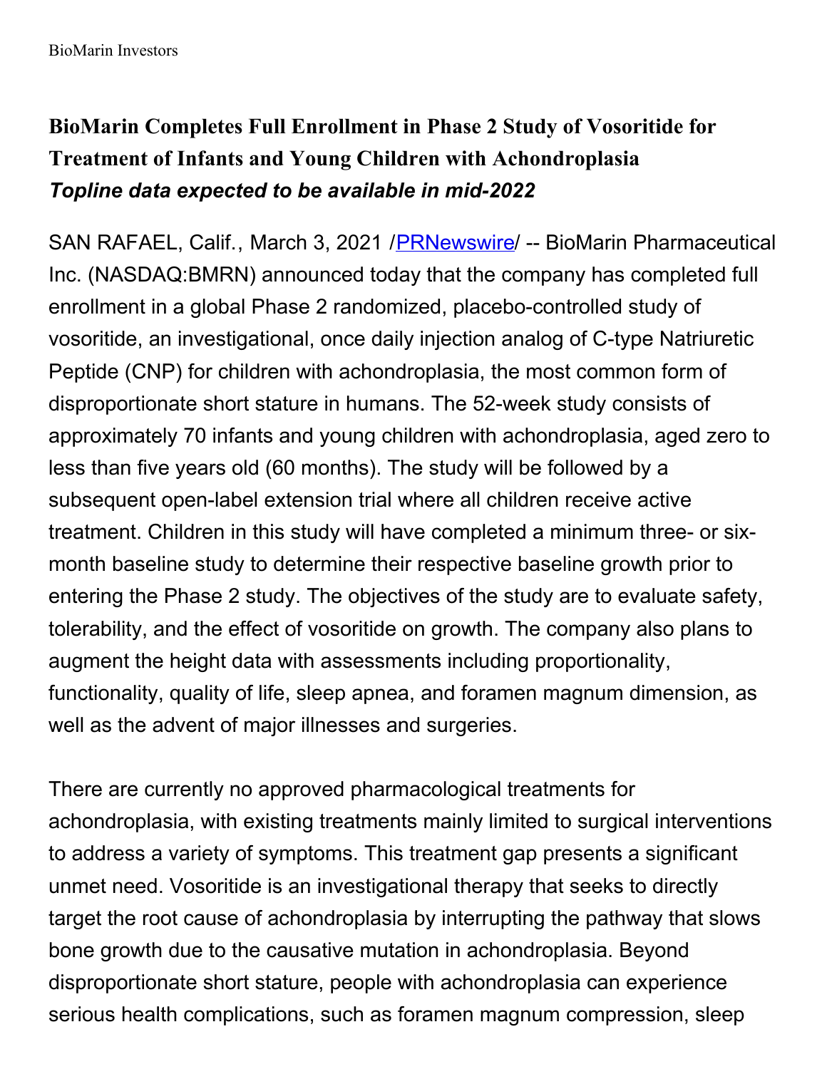BioMarin Investors

# BioMarin Completes Full Enrollment in Phase 2 Study of Vosoritide for Treatment of Infants and Young Children with Achondroplasia

***Topline data expected to be available in mid-2022***

SAN RAFAEL, Calif., March 3, 2021 /PRNewswire/ -- BioMarin Pharmaceutical Inc. (NASDAQ:BMRN) announced today that the company has completed full enrollment in a global Phase 2 randomized, placebo-controlled study of vosoritide, an investigational, once daily injection analog of C-type Natriuretic Peptide (CNP) for children with achondroplasia, the most common form of disproportionate short stature in humans. The 52-week study consists of approximately 70 infants and young children with achondroplasia, aged zero to less than five years old (60 months). The study will be followed by a subsequent open-label extension trial where all children receive active treatment. Children in this study will have completed a minimum three- or six-month baseline study to determine their respective baseline growth prior to entering the Phase 2 study. The objectives of the study are to evaluate safety, tolerability, and the effect of vosoritide on growth. The company also plans to augment the height data with assessments including proportionality, functionality, quality of life, sleep apnea, and foramen magnum dimension, as well as the advent of major illnesses and surgeries.

There are currently no approved pharmacological treatments for achondroplasia, with existing treatments mainly limited to surgical interventions to address a variety of symptoms. This treatment gap presents a significant unmet need. Vosoritide is an investigational therapy that seeks to directly target the root cause of achondroplasia by interrupting the pathway that slows bone growth due to the causative mutation in achondroplasia. Beyond disproportionate short stature, people with achondroplasia can experience serious health complications, such as foramen magnum compression, sleep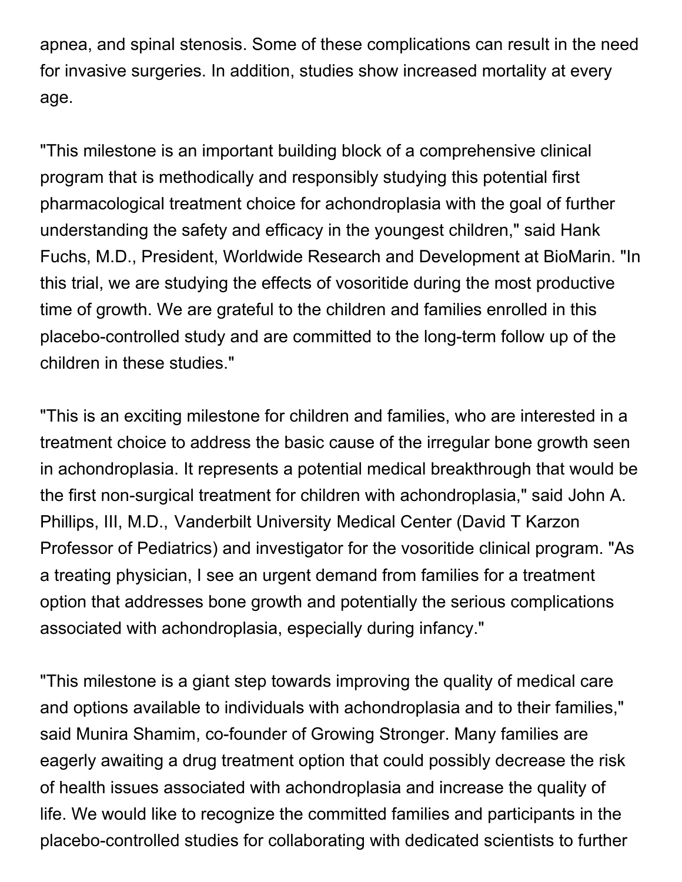apnea, and spinal stenosis. Some of these complications can result in the need for invasive surgeries. In addition, studies show increased mortality at every age.

"This milestone is an important building block of a comprehensive clinical program that is methodically and responsibly studying this potential first pharmacological treatment choice for achondroplasia with the goal of further understanding the safety and efficacy in the youngest children," said Hank Fuchs, M.D., President, Worldwide Research and Development at BioMarin. "In this trial, we are studying the effects of vosoritide during the most productive time of growth. We are grateful to the children and families enrolled in this placebo-controlled study and are committed to the long-term follow up of the children in these studies."

"This is an exciting milestone for children and families, who are interested in a treatment choice to address the basic cause of the irregular bone growth seen in achondroplasia. It represents a potential medical breakthrough that would be the first non-surgical treatment for children with achondroplasia," said John A. Phillips, III, M.D., Vanderbilt University Medical Center (David T Karzon Professor of Pediatrics) and investigator for the vosoritide clinical program. "As a treating physician, I see an urgent demand from families for a treatment option that addresses bone growth and potentially the serious complications associated with achondroplasia, especially during infancy."

"This milestone is a giant step towards improving the quality of medical care and options available to individuals with achondroplasia and to their families," said Munira Shamim, co-founder of Growing Stronger. Many families are eagerly awaiting a drug treatment option that could possibly decrease the risk of health issues associated with achondroplasia and increase the quality of life. We would like to recognize the committed families and participants in the placebo-controlled studies for collaborating with dedicated scientists to further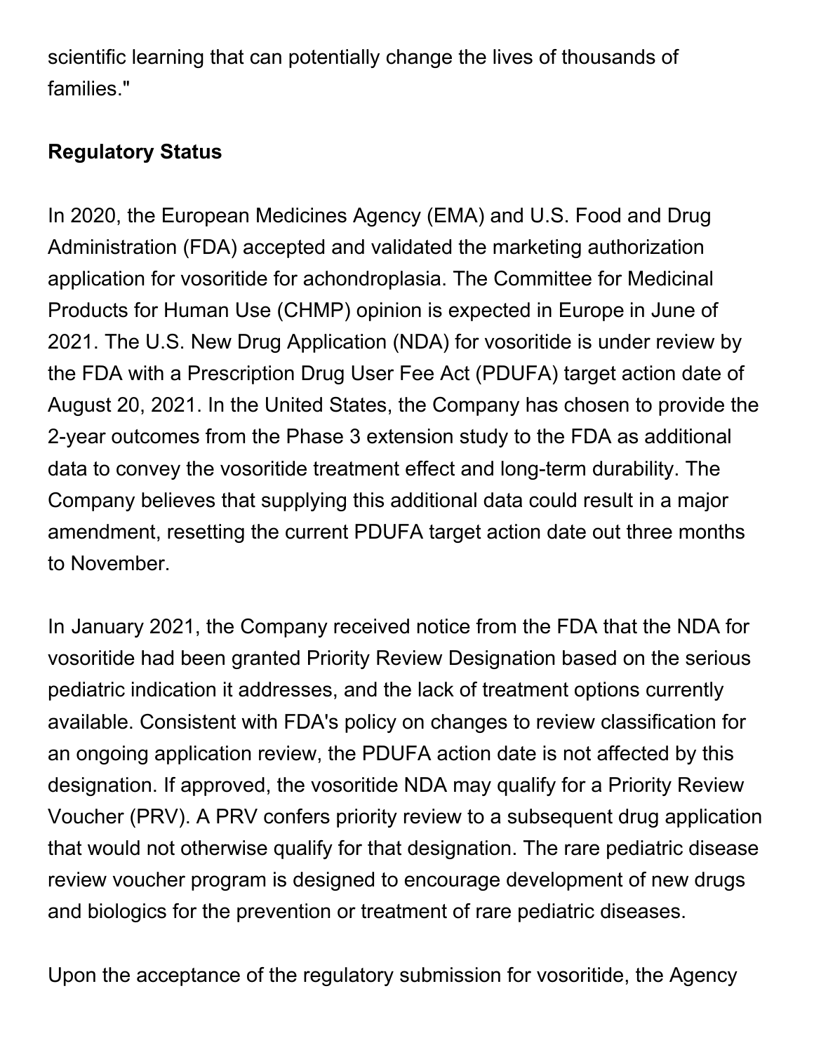scientific learning that can potentially change the lives of thousands of families."

**Regulatory Status**

In 2020, the European Medicines Agency (EMA) and U.S. Food and Drug Administration (FDA) accepted and validated the marketing authorization application for vosoritide for achondroplasia. The Committee for Medicinal Products for Human Use (CHMP) opinion is expected in Europe in June of 2021. The U.S. New Drug Application (NDA) for vosoritide is under review by the FDA with a Prescription Drug User Fee Act (PDUFA) target action date of August 20, 2021. In the United States, the Company has chosen to provide the 2-year outcomes from the Phase 3 extension study to the FDA as additional data to convey the vosoritide treatment effect and long-term durability. The Company believes that supplying this additional data could result in a major amendment, resetting the current PDUFA target action date out three months to November.

In January 2021, the Company received notice from the FDA that the NDA for vosoritide had been granted Priority Review Designation based on the serious pediatric indication it addresses, and the lack of treatment options currently available. Consistent with FDA's policy on changes to review classification for an ongoing application review, the PDUFA action date is not affected by this designation. If approved, the vosoritide NDA may qualify for a Priority Review Voucher (PRV). A PRV confers priority review to a subsequent drug application that would not otherwise qualify for that designation. The rare pediatric disease review voucher program is designed to encourage development of new drugs and biologics for the prevention or treatment of rare pediatric diseases.

Upon the acceptance of the regulatory submission for vosoritide, the Agency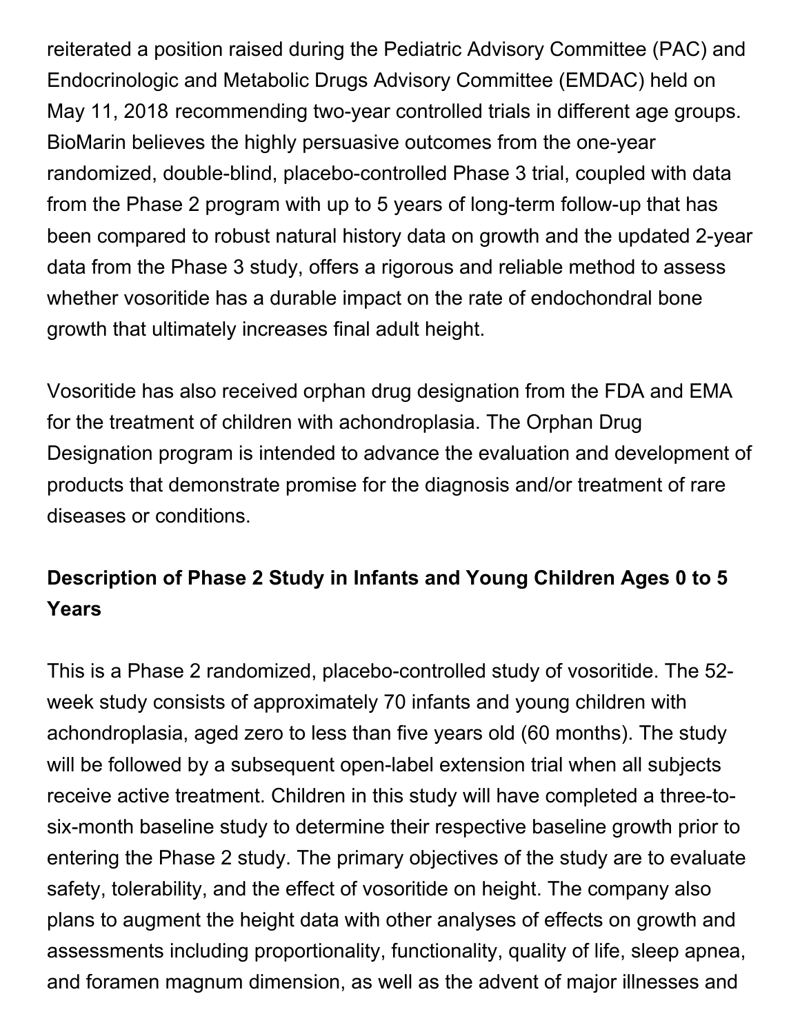reiterated a position raised during the Pediatric Advisory Committee (PAC) and Endocrinologic and Metabolic Drugs Advisory Committee (EMDAC) held on May 11, 2018 recommending two-year controlled trials in different age groups. BioMarin believes the highly persuasive outcomes from the one-year randomized, double-blind, placebo-controlled Phase 3 trial, coupled with data from the Phase 2 program with up to 5 years of long-term follow-up that has been compared to robust natural history data on growth and the updated 2-year data from the Phase 3 study, offers a rigorous and reliable method to assess whether vosoritide has a durable impact on the rate of endochondral bone growth that ultimately increases final adult height.

Vosoritide has also received orphan drug designation from the FDA and EMA for the treatment of children with achondroplasia. The Orphan Drug Designation program is intended to advance the evaluation and development of products that demonstrate promise for the diagnosis and/or treatment of rare diseases or conditions.

**Description of Phase 2 Study in Infants and Young Children Ages 0 to 5 Years**

This is a Phase 2 randomized, placebo-controlled study of vosoritide. The 52-week study consists of approximately 70 infants and young children with achondroplasia, aged zero to less than five years old (60 months). The study will be followed by a subsequent open-label extension trial when all subjects receive active treatment. Children in this study will have completed a three-to-six-month baseline study to determine their respective baseline growth prior to entering the Phase 2 study. The primary objectives of the study are to evaluate safety, tolerability, and the effect of vosoritide on height. The company also plans to augment the height data with other analyses of effects on growth and assessments including proportionality, functionality, quality of life, sleep apnea, and foramen magnum dimension, as well as the advent of major illnesses and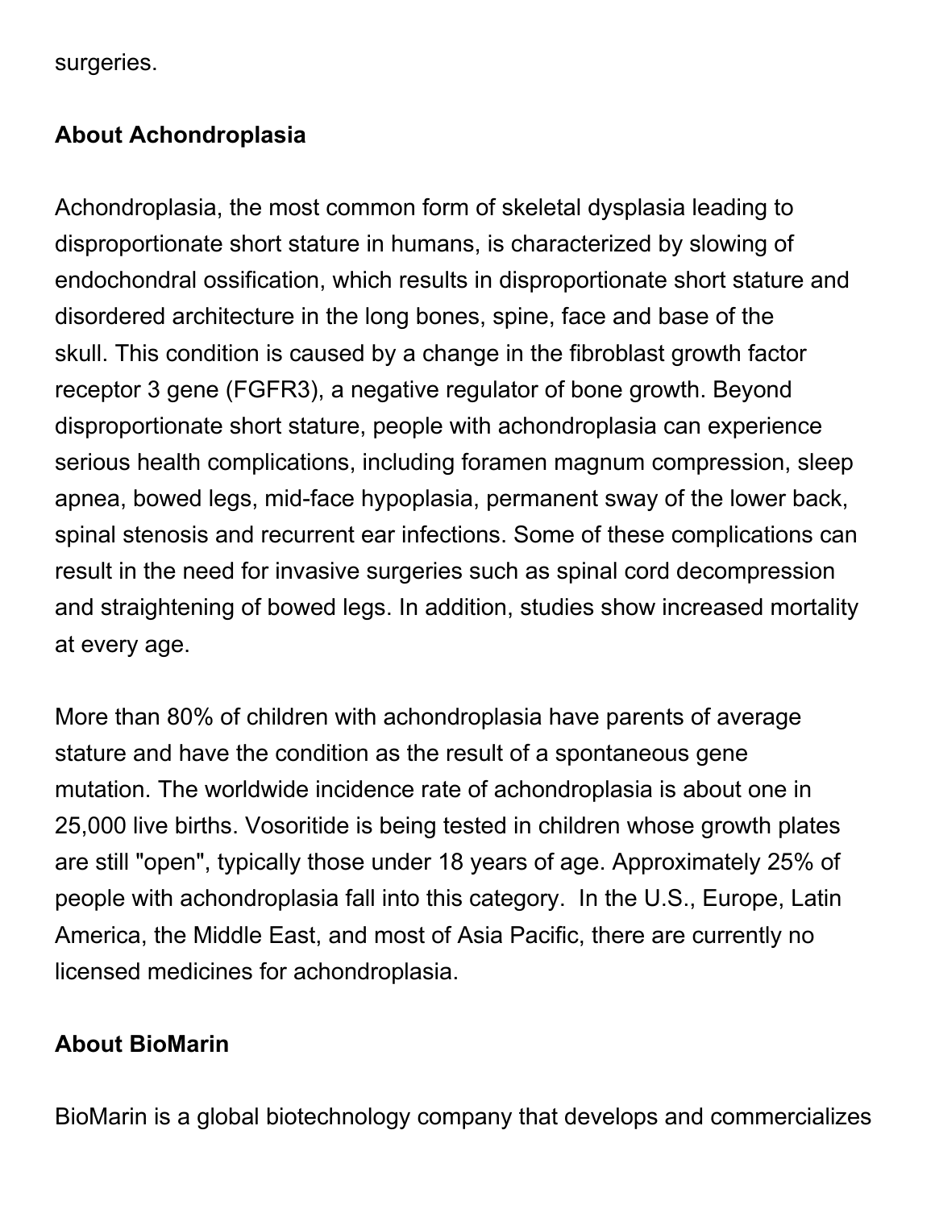surgeries.

**About Achondroplasia**

Achondroplasia, the most common form of skeletal dysplasia leading to disproportionate short stature in humans, is characterized by slowing of endochondral ossification, which results in disproportionate short stature and disordered architecture in the long bones, spine, face and base of the skull. This condition is caused by a change in the fibroblast growth factor receptor 3 gene (FGFR3), a negative regulator of bone growth. Beyond disproportionate short stature, people with achondroplasia can experience serious health complications, including foramen magnum compression, sleep apnea, bowed legs, mid-face hypoplasia, permanent sway of the lower back, spinal stenosis and recurrent ear infections. Some of these complications can result in the need for invasive surgeries such as spinal cord decompression and straightening of bowed legs. In addition, studies show increased mortality at every age.

More than 80% of children with achondroplasia have parents of average stature and have the condition as the result of a spontaneous gene mutation. The worldwide incidence rate of achondroplasia is about one in 25,000 live births. Vosoritide is being tested in children whose growth plates are still "open", typically those under 18 years of age. Approximately 25% of people with achondroplasia fall into this category. In the U.S., Europe, Latin America, the Middle East, and most of Asia Pacific, there are currently no licensed medicines for achondroplasia.

**About BioMarin**

BioMarin is a global biotechnology company that develops and commercializes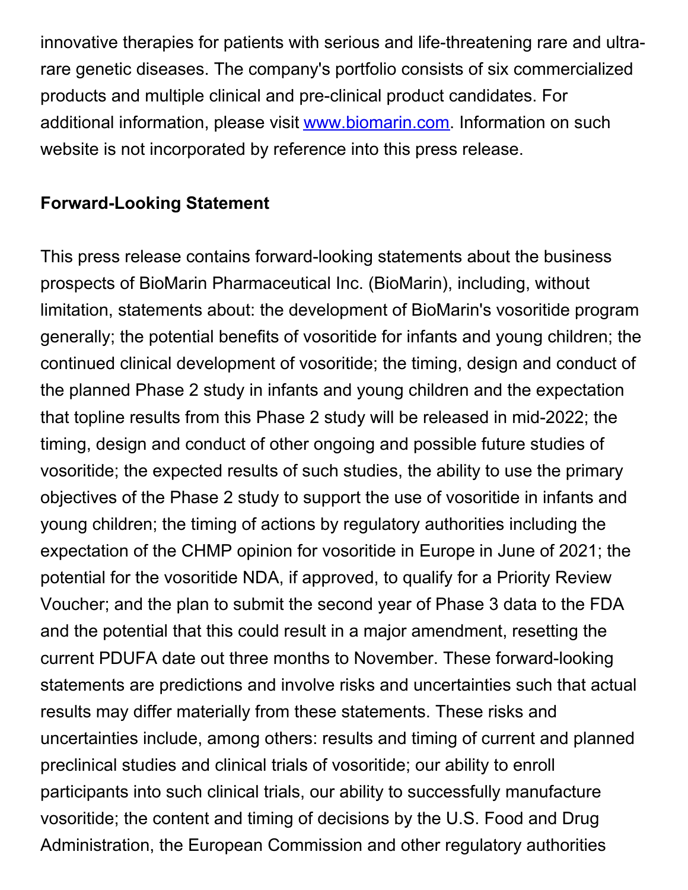innovative therapies for patients with serious and life-threatening rare and ultra-rare genetic diseases. The company's portfolio consists of six commercialized products and multiple clinical and pre-clinical product candidates. For additional information, please visit [www.biomarin.com](http://www.biomarin.com). Information on such website is not incorporated by reference into this press release.

**Forward-Looking Statement**

This press release contains forward-looking statements about the business prospects of BioMarin Pharmaceutical Inc. (BioMarin), including, without limitation, statements about: the development of BioMarin's vosoritide program generally; the potential benefits of vosoritide for infants and young children; the continued clinical development of vosoritide; the timing, design and conduct of the planned Phase 2 study in infants and young children and the expectation that topline results from this Phase 2 study will be released in mid-2022; the timing, design and conduct of other ongoing and possible future studies of vosoritide; the expected results of such studies, the ability to use the primary objectives of the Phase 2 study to support the use of vosoritide in infants and young children; the timing of actions by regulatory authorities including the expectation of the CHMP opinion for vosoritide in Europe in June of 2021; the potential for the vosoritide NDA, if approved, to qualify for a Priority Review Voucher; and the plan to submit the second year of Phase 3 data to the FDA and the potential that this could result in a major amendment, resetting the current PDUFA date out three months to November. These forward-looking statements are predictions and involve risks and uncertainties such that actual results may differ materially from these statements. These risks and uncertainties include, among others: results and timing of current and planned preclinical studies and clinical trials of vosoritide; our ability to enroll participants into such clinical trials, our ability to successfully manufacture vosoritide; the content and timing of decisions by the U.S. Food and Drug Administration, the European Commission and other regulatory authorities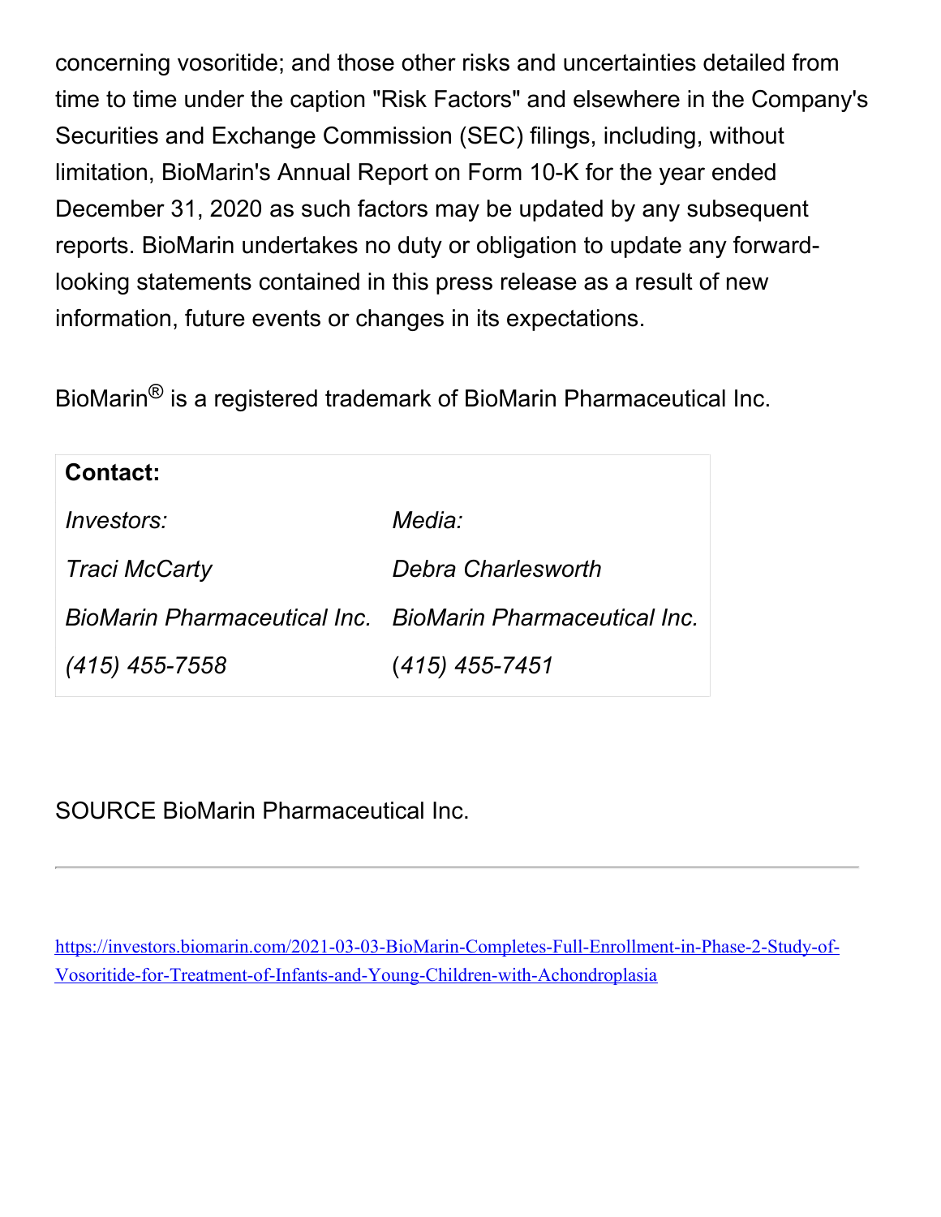concerning vosoritide; and those other risks and uncertainties detailed from time to time under the caption "Risk Factors" and elsewhere in the Company's Securities and Exchange Commission (SEC) filings, including, without limitation, BioMarin's Annual Report on Form 10-K for the year ended December 31, 2020 as such factors may be updated by any subsequent reports. BioMarin undertakes no duty or obligation to update any forward-looking statements contained in this press release as a result of new information, future events or changes in its expectations.

BioMarin® is a registered trademark of BioMarin Pharmaceutical Inc.

| **Contact:** | |
|---|---|
| *Investors:* | *Media:* |
| *Traci McCarty* | *Debra Charlesworth* |
| *BioMarin Pharmaceutical Inc.* | *BioMarin Pharmaceutical Inc.* |
| *(415) 455-7558* | *(415) 455-7451* |

SOURCE BioMarin Pharmaceutical Inc.

---

https://investors.biomarin.com/2021-03-03-BioMarin-Completes-Full-Enrollment-in-Phase-2-Study-of-Vosoritide-for-Treatment-of-Infants-and-Young-Children-with-Achondroplasia